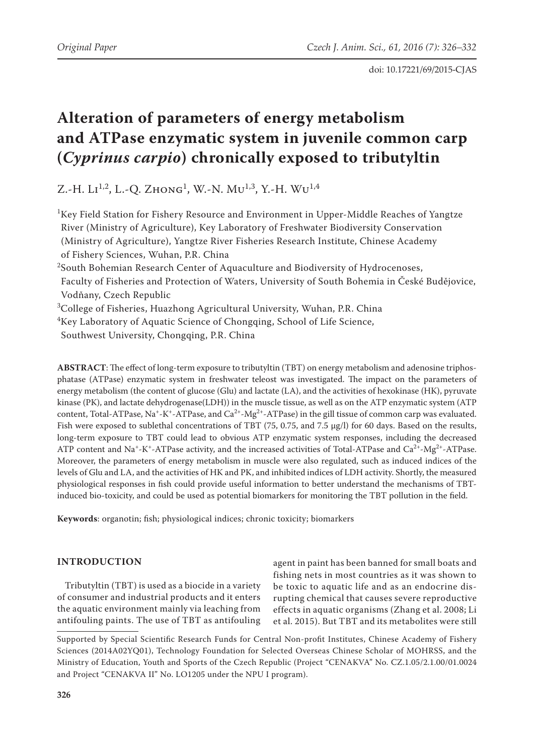doi: 10.17221/69/2015-CJAS

# Alteration of parameters of energy metabolism and ATPase enzymatic system in juvenile common carp (*Cyprinus carpio*) chronically exposed to tributyltin

Z.-H. Li[1,2], L.-Q. Zhong[1], W.-N. Mu[1,3], Y.-H. Wu[1,4]

[1]Key Field Station for Fishery Resource and Environment in Upper-Middle Reaches of Yangtze River (Ministry of Agriculture), Key Laboratory of Freshwater Biodiversity Conservation (Ministry of Agriculture), Yangtze River Fisheries Research Institute, Chinese Academy of Fishery Sciences, Wuhan, P.R. China

[2]South Bohemian Research Center of Aquaculture and Biodiversity of Hydrocenoses, Faculty of Fisheries and Protection of Waters, University of South Bohemia in České Budějovice, Vodňany, Czech Republic

[3]College of Fisheries, Huazhong Agricultural University, Wuhan, P.R. China

[4]Key Laboratory of Aquatic Science of Chongqing, School of Life Science, Southwest University, Chongqing, P.R. China

**ABSTRACT**: The effect of long-term exposure to tributyltin (TBT) on energy metabolism and adenosine triphosphatase (ATPase) enzymatic system in freshwater teleost was investigated. The impact on the parameters of energy metabolism (the content of glucose (Glu) and lactate (LA), and the activities of hexokinase (HK), pyruvate kinase (PK), and lactate dehydrogenase(LDH)) in the muscle tissue, as well as on the ATP enzymatic system (ATP content, Total-ATPase, $Na^+$-$K^+$-ATPase, and $Ca^{2+}$-$Mg^{2+}$-ATPase) in the gill tissue of common carp was evaluated. Fish were exposed to sublethal concentrations of TBT (75, 0.75, and 7.5 μg/l) for 60 days. Based on the results, long-term exposure to TBT could lead to obvious ATP enzymatic system responses, including the decreased ATP content and $Na^+$-$K^+$-ATPase activity, and the increased activities of Total-ATPase and $Ca^{2+}$-$Mg^{2+}$-ATPase. Moreover, the parameters of energy metabolism in muscle were also regulated, such as induced indices of the levels of Glu and LA, and the activities of HK and PK, and inhibited indices of LDH activity. Shortly, the measured physiological responses in fish could provide useful information to better understand the mechanisms of TBT-induced bio-toxicity, and could be used as potential biomarkers for monitoring the TBT pollution in the field.

**Keywords**: organotin; fish; physiological indices; chronic toxicity; biomarkers

## INTRODUCTION

Tributyltin (TBT) is used as a biocide in a variety of consumer and industrial products and it enters the aquatic environment mainly via leaching from antifouling paints. The use of TBT as antifouling agent in paint has been banned for small boats and fishing nets in most countries as it was shown to be toxic to aquatic life and as an endocrine disrupting chemical that causes severe reproductive effects in aquatic organisms (Zhang et al. 2008; Li et al. 2015). But TBT and its metabolites were still

Supported by Special Scientific Research Funds for Central Non-profit Institutes, Chinese Academy of Fishery Sciences (2014A02YQ01), Technology Foundation for Selected Overseas Chinese Scholar of MOHRSS, and the Ministry of Education, Youth and Sports of the Czech Republic (Project "CENAKVA" No. CZ.1.05/2.1.00/01.0024 and Project "CENAKVA II" No. LO1205 under the NPU I program).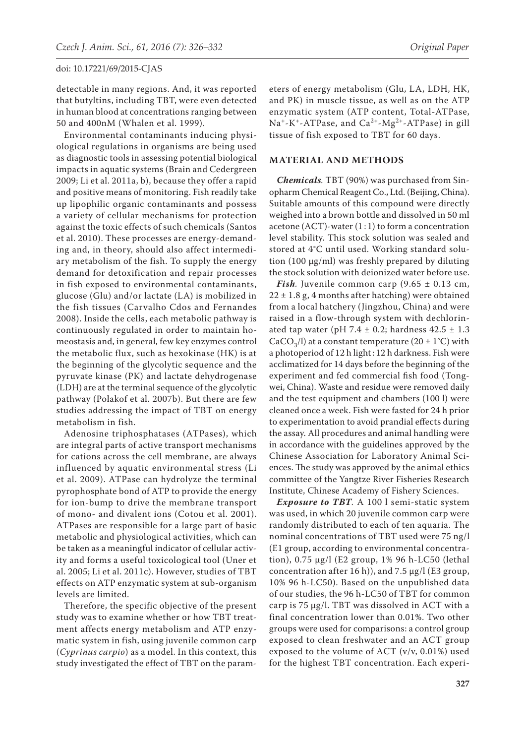detectable in many regions. And, it was reported that butyltins, including TBT, were even detected in human blood at concentrations ranging between 50 and 400nM (Whalen et al. 1999).

Environmental contaminants inducing physiological regulations in organisms are being used as diagnostic tools in assessing potential biological impacts in aquatic systems (Brain and Cedergreen 2009; Li et al. 2011a, b), because they offer a rapid and positive means of monitoring. Fish readily take up lipophilic organic contaminants and possess a variety of cellular mechanisms for protection against the toxic effects of such chemicals (Santos et al. 2010). These processes are energy-demanding and, in theory, should also affect intermediary metabolism of the fish. To supply the energy demand for detoxification and repair processes in fish exposed to environmental contaminants, glucose (Glu) and/or lactate (LA) is mobilized in the fish tissues (Carvalho Cdos and Fernandes 2008). Inside the cells, each metabolic pathway is continuously regulated in order to maintain homeostasis and, in general, few key enzymes control the metabolic flux, such as hexokinase (HK) is at the beginning of the glycolytic sequence and the pyruvate kinase (PK) and lactate dehydrogenase (LDH) are at the terminal sequence of the glycolytic pathway (Polakof et al. 2007b). But there are few studies addressing the impact of TBT on energy metabolism in fish.

Adenosine triphosphatases (ATPases), which are integral parts of active transport mechanisms for cations across the cell membrane, are always influenced by aquatic environmental stress (Li et al. 2009). ATPase can hydrolyze the terminal pyrophosphate bond of ATP to provide the energy for ion-bump to drive the membrane transport of mono- and divalent ions (Cotou et al. 2001). ATPases are responsible for a large part of basic metabolic and physiological activities, which can be taken as a meaningful indicator of cellular activity and forms a useful toxicological tool (Uner et al. 2005; Li et al. 2011c). However, studies of TBT effects on ATP enzymatic system at sub-organism levels are limited.

Therefore, the specific objective of the present study was to examine whether or how TBT treatment affects energy metabolism and ATP enzymatic system in fish, using juvenile common carp (*Cyprinus carpio*) as a model. In this context, this study investigated the effect of TBT on the parameters of energy metabolism (Glu, LA, LDH, HK, and PK) in muscle tissue, as well as on the ATP enzymatic system (ATP content, Total-ATPase, $Na^+$-$K^+$-ATPase, and $Ca^{2+}$-$Mg^{2+}$-ATPase) in gill tissue of fish exposed to TBT for 60 days.

## MATERIAL AND METHODS

***Chemicals*.** TBT (90%) was purchased from Sinopharm Chemical Reagent Co., Ltd. (Beijing, China). Suitable amounts of this compound were directly weighed into a brown bottle and dissolved in 50 ml acetone (ACT)-water (1 : 1) to form a concentration level stability. This stock solution was sealed and stored at 4°C until used. Working standard solution (100 μg/ml) was freshly prepared by diluting the stock solution with deionized water before use.

***Fish*.** Juvenile common carp (9.65 ± 0.13 cm, 22 ± 1.8 g, 4 months after hatching) were obtained from a local hatchery (Jingzhou, China) and were raised in a flow-through system with dechlorinated tap water (pH 7.4 ± 0.2; hardness 42.5 ± 1.3 $CaCO_3$/l) at a constant temperature (20 ± 1°C) with a photoperiod of 12 h light : 12 h darkness. Fish were acclimatized for 14 days before the beginning of the experiment and fed commercial fish food (Tongwei, China). Waste and residue were removed daily and the test equipment and chambers (100 l) were cleaned once a week. Fish were fasted for 24 h prior to experimentation to avoid prandial effects during the assay. All procedures and animal handling were in accordance with the guidelines approved by the Chinese Association for Laboratory Animal Sciences. The study was approved by the animal ethics committee of the Yangtze River Fisheries Research Institute, Chinese Academy of Fishery Sciences.

***Exposure to TBT*.** A 100 l semi-static system was used, in which 20 juvenile common carp were randomly distributed to each of ten aquaria. The nominal concentrations of TBT used were 75 ng/l (E1 group, according to environmental concentration), 0.75 μg/l (E2 group, 1% 96 h-LC50 (lethal concentration after 16 h)), and 7.5 μg/l (E3 group, 10% 96 h-LC50). Based on the unpublished data of our studies, the 96 h-LC50 of TBT for common carp is 75 μg/l. TBT was dissolved in ACT with a final concentration lower than 0.01%. Two other groups were used for comparisons: a control group exposed to clean freshwater and an ACT group exposed to the volume of ACT (v/v, 0.01%) used for the highest TBT concentration. Each experi-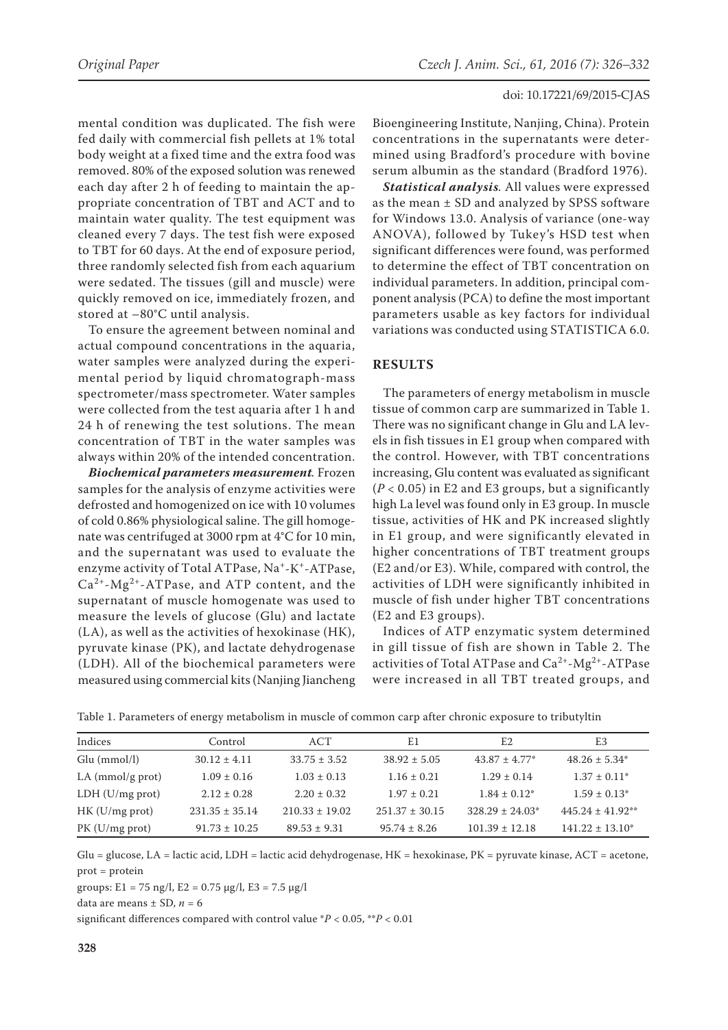mental condition was duplicated. The fish were fed daily with commercial fish pellets at 1% total body weight at a fixed time and the extra food was removed. 80% of the exposed solution was renewed each day after 2 h of feeding to maintain the appropriate concentration of TBT and ACT and to maintain water quality. The test equipment was cleaned every 7 days. The test fish were exposed to TBT for 60 days. At the end of exposure period, three randomly selected fish from each aquarium were sedated. The tissues (gill and muscle) were quickly removed on ice, immediately frozen, and stored at −80°C until analysis.

To ensure the agreement between nominal and actual compound concentrations in the aquaria, water samples were analyzed during the experimental period by liquid chromatograph-mass spectrometer/mass spectrometer. Water samples were collected from the test aquaria after 1 h and 24 h of renewing the test solutions. The mean concentration of TBT in the water samples was always within 20% of the intended concentration.

***Biochemical parameters measurement.*** Frozen samples for the analysis of enzyme activities were defrosted and homogenized on ice with 10 volumes of cold 0.86% physiological saline. The gill homogenate was centrifuged at 3000 rpm at 4°C for 10 min, and the supernatant was used to evaluate the enzyme activity of Total ATPase, $Na^+$-$K^+$-ATPase, $Ca^{2+}$-$Mg^{2+}$-ATPase, and ATP content, and the supernatant of muscle homogenate was used to measure the levels of glucose (Glu) and lactate (LA), as well as the activities of hexokinase (HK), pyruvate kinase (PK), and lactate dehydrogenase (LDH). All of the biochemical parameters were measured using commercial kits (Nanjing Jiancheng Bioengineering Institute, Nanjing, China). Protein concentrations in the supernatants were determined using Bradford's procedure with bovine serum albumin as the standard (Bradford 1976).

***Statistical analysis.*** All values were expressed as the mean ± SD and analyzed by SPSS software for Windows 13.0. Analysis of variance (one-way ANOVA), followed by Tukey's HSD test when significant differences were found, was performed to determine the effect of TBT concentration on individual parameters. In addition, principal component analysis (PCA) to define the most important parameters usable as key factors for individual variations was conducted using STATISTICA 6.0.

## RESULTS

The parameters of energy metabolism in muscle tissue of common carp are summarized in Table 1. There was no significant change in Glu and LA levels in fish tissues in E1 group when compared with the control. However, with TBT concentrations increasing, Glu content was evaluated as significant ($P < 0.05$) in E2 and E3 groups, but a significantly high La level was found only in E3 group. In muscle tissue, activities of HK and PK increased slightly in E1 group, and were significantly elevated in higher concentrations of TBT treatment groups (E2 and/or E3). While, compared with control, the activities of LDH were significantly inhibited in muscle of fish under higher TBT concentrations (E2 and E3 groups).

Indices of ATP enzymatic system determined in gill tissue of fish are shown in Table 2. The activities of Total ATPase and $Ca^{2+}$-$Mg^{2+}$-ATPase were increased in all TBT treated groups, and

Table 1. Parameters of energy metabolism in muscle of common carp after chronic exposure to tributyltin

| Indices | Control | ACT | E1 | E2 | E3 |
|---|---|---|---|---|---|
| Glu (mmol/l) | 30.12 ± 4.11 | 33.75 ± 3.52 | 38.92 ± 5.05 | 43.87 ± 4.77* | 48.26 ± 5.34* |
| LA (mmol/g prot) | 1.09 ± 0.16 | 1.03 ± 0.13 | 1.16 ± 0.21 | 1.29 ± 0.14 | 1.37 ± 0.11* |
| LDH (U/mg prot) | 2.12 ± 0.28 | 2.20 ± 0.32 | 1.97 ± 0.21 | 1.84 ± 0.12* | 1.59 ± 0.13* |
| HK (U/mg prot) | 231.35 ± 35.14 | 210.33 ± 19.02 | 251.37 ± 30.15 | 328.29 ± 24.03* | 445.24 ± 41.92** |
| PK (U/mg prot) | 91.73 ± 10.25 | 89.53 ± 9.31 | 95.74 ± 8.26 | 101.39 ± 12.18 | 141.22 ± 13.10* |

Glu = glucose, LA = lactic acid, LDH = lactic acid dehydrogenase, HK = hexokinase, PK = pyruvate kinase, ACT = acetone, prot = protein

groups: E1 = 75 ng/l, E2 = 0.75 μg/l, E3 = 7.5 μg/l

data are means ± SD, $n = 6$

significant differences compared with control value $^{*}P < 0.05$, $^{**}P < 0.01$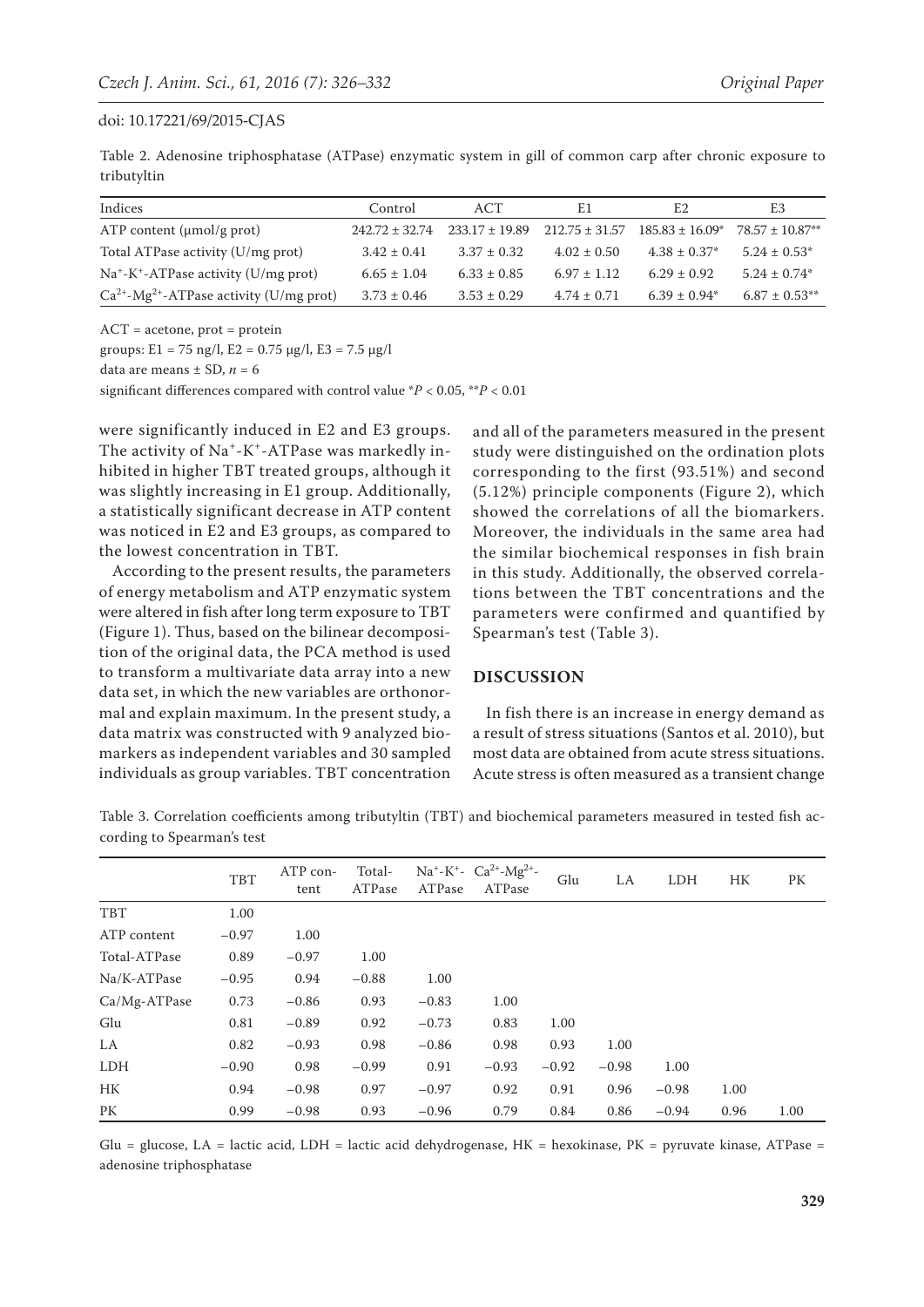Table 2. Adenosine triphosphatase (ATPase) enzymatic system in gill of common carp after chronic exposure to tributyltin

| Indices | Control | ACT | E1 | E2 | E3 |
|---|---|---|---|---|---|
| ATP content (μmol/g prot) | 242.72 ± 32.74 | 233.17 ± 19.89 | 212.75 ± 31.57 | 185.83 ± 16.09* | 78.57 ± 10.87** |
| Total ATPase activity (U/mg prot) | 3.42 ± 0.41 | 3.37 ± 0.32 | 4.02 ± 0.50 | 4.38 ± 0.37* | 5.24 ± 0.53* |
| $Na^+$-$K^+$-ATPase activity (U/mg prot) | 6.65 ± 1.04 | 6.33 ± 0.85 | 6.97 ± 1.12 | 6.29 ± 0.92 | 5.24 ± 0.74* |
| $Ca^{2+}$-$Mg^{2+}$-ATPase activity (U/mg prot) | 3.73 ± 0.46 | 3.53 ± 0.29 | 4.74 ± 0.71 | 6.39 ± 0.94* | 6.87 ± 0.53** |

ACT = acetone, prot = protein

groups: E1 = 75 ng/l, E2 = 0.75 μg/l, E3 = 7.5 μg/l

data are means ± SD, $n = 6$

significant differences compared with control value $^{*}P < 0.05$, $^{**}P < 0.01$

were significantly induced in E2 and E3 groups. The activity of $Na^+$-$K^+$-ATPase was markedly inhibited in higher TBT treated groups, although it was slightly increasing in E1 group. Additionally, a statistically significant decrease in ATP content was noticed in E2 and E3 groups, as compared to the lowest concentration in TBT.

According to the present results, the parameters of energy metabolism and ATP enzymatic system were altered in fish after long term exposure to TBT (Figure 1). Thus, based on the bilinear decomposition of the original data, the PCA method is used to transform a multivariate data array into a new data set, in which the new variables are orthonormal and explain maximum. In the present study, a data matrix was constructed with 9 analyzed biomarkers as independent variables and 30 sampled individuals as group variables. TBT concentration and all of the parameters measured in the present study were distinguished on the ordination plots corresponding to the first (93.51%) and second (5.12%) principle components (Figure 2), which showed the correlations of all the biomarkers. Moreover, the individuals in the same area had the similar biochemical responses in fish brain in this study. Additionally, the observed correlations between the TBT concentrations and the parameters were confirmed and quantified by Spearman's test (Table 3).

## DISCUSSION

In fish there is an increase in energy demand as a result of stress situations (Santos et al. 2010), but most data are obtained from acute stress situations. Acute stress is often measured as a transient change

Table 3. Correlation coefficients among tributyltin (TBT) and biochemical parameters measured in tested fish according to Spearman's test

| | TBT | ATP content | Total-ATPase | $Na^+$-$K^+$-ATPase | $Ca^{2+}$-$Mg^{2+}$-ATPase | Glu | LA | LDH | HK | PK |
|---|---|---|---|---|---|---|---|---|---|---|
| TBT | 1.00 | | | | | | | | | |
| ATP content | −0.97 | 1.00 | | | | | | | | |
| Total-ATPase | 0.89 | −0.97 | 1.00 | | | | | | | |
| Na/K-ATPase | −0.95 | 0.94 | −0.88 | 1.00 | | | | | | |
| Ca/Mg-ATPase | 0.73 | −0.86 | 0.93 | −0.83 | 1.00 | | | | | |
| Glu | 0.81 | −0.89 | 0.92 | −0.73 | 0.83 | 1.00 | | | | |
| LA | 0.82 | −0.93 | 0.98 | −0.86 | 0.98 | 0.93 | 1.00 | | | |
| LDH | −0.90 | 0.98 | −0.99 | 0.91 | −0.93 | −0.92 | −0.98 | 1.00 | | |
| HK | 0.94 | −0.98 | 0.97 | −0.97 | 0.92 | 0.91 | 0.96 | −0.98 | 1.00 | |
| PK | 0.99 | −0.98 | 0.93 | −0.96 | 0.79 | 0.84 | 0.86 | −0.94 | 0.96 | 1.00 |

Glu = glucose, LA = lactic acid, LDH = lactic acid dehydrogenase, HK = hexokinase, PK = pyruvate kinase, ATPase = adenosine triphosphatase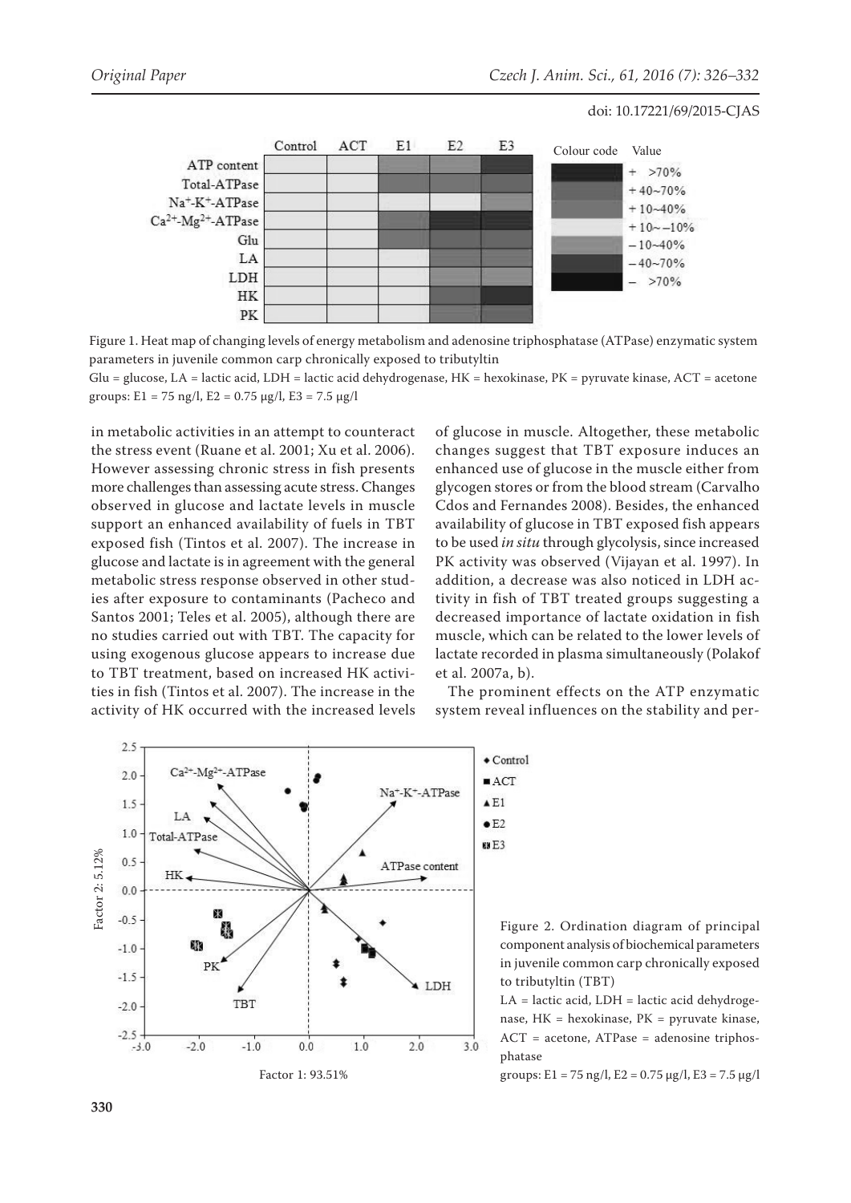Figure 1. Heat map of changing levels of energy metabolism and adenosine triphosphatase (ATPase) enzymatic system parameters in juvenile common carp chronically exposed to tributyltin

Glu = glucose, LA = lactic acid, LDH = lactic acid dehydrogenase, HK = hexokinase, PK = pyruvate kinase, ACT = acetone groups: E1 = 75 ng/l, E2 = 0.75 μg/l, E3 = 7.5 μg/l

in metabolic activities in an attempt to counteract the stress event (Ruane et al. 2001; Xu et al. 2006). However assessing chronic stress in fish presents more challenges than assessing acute stress. Changes observed in glucose and lactate levels in muscle support an enhanced availability of fuels in TBT exposed fish (Tintos et al. 2007). The increase in glucose and lactate is in agreement with the general metabolic stress response observed in other studies after exposure to contaminants (Pacheco and Santos 2001; Teles et al. 2005), although there are no studies carried out with TBT. The capacity for using exogenous glucose appears to increase due to TBT treatment, based on increased HK activities in fish (Tintos et al. 2007). The increase in the activity of HK occurred with the increased levels of glucose in muscle. Altogether, these metabolic changes suggest that TBT exposure induces an enhanced use of glucose in the muscle either from glycogen stores or from the blood stream (Carvalho Cdos and Fernandes 2008). Besides, the enhanced availability of glucose in TBT exposed fish appears to be used *in situ* through glycolysis, since increased PK activity was observed (Vijayan et al. 1997). In addition, a decrease was also noticed in LDH activity in fish of TBT treated groups suggesting a decreased importance of lactate oxidation in fish muscle, which can be related to the lower levels of lactate recorded in plasma simultaneously (Polakof et al. 2007a, b).

The prominent effects on the ATP enzymatic system reveal influences on the stability and per-

Figure 2. Ordination diagram of principal component analysis of biochemical parameters in juvenile common carp chronically exposed to tributyltin (TBT)

LA = lactic acid, LDH = lactic acid dehydrogenase, HK = hexokinase, PK = pyruvate kinase, ACT = acetone, ATPase = adenosine triphosphatase

groups: E1 = 75 ng/l, E2 = 0.75 μg/l, E3 = 7.5 μg/l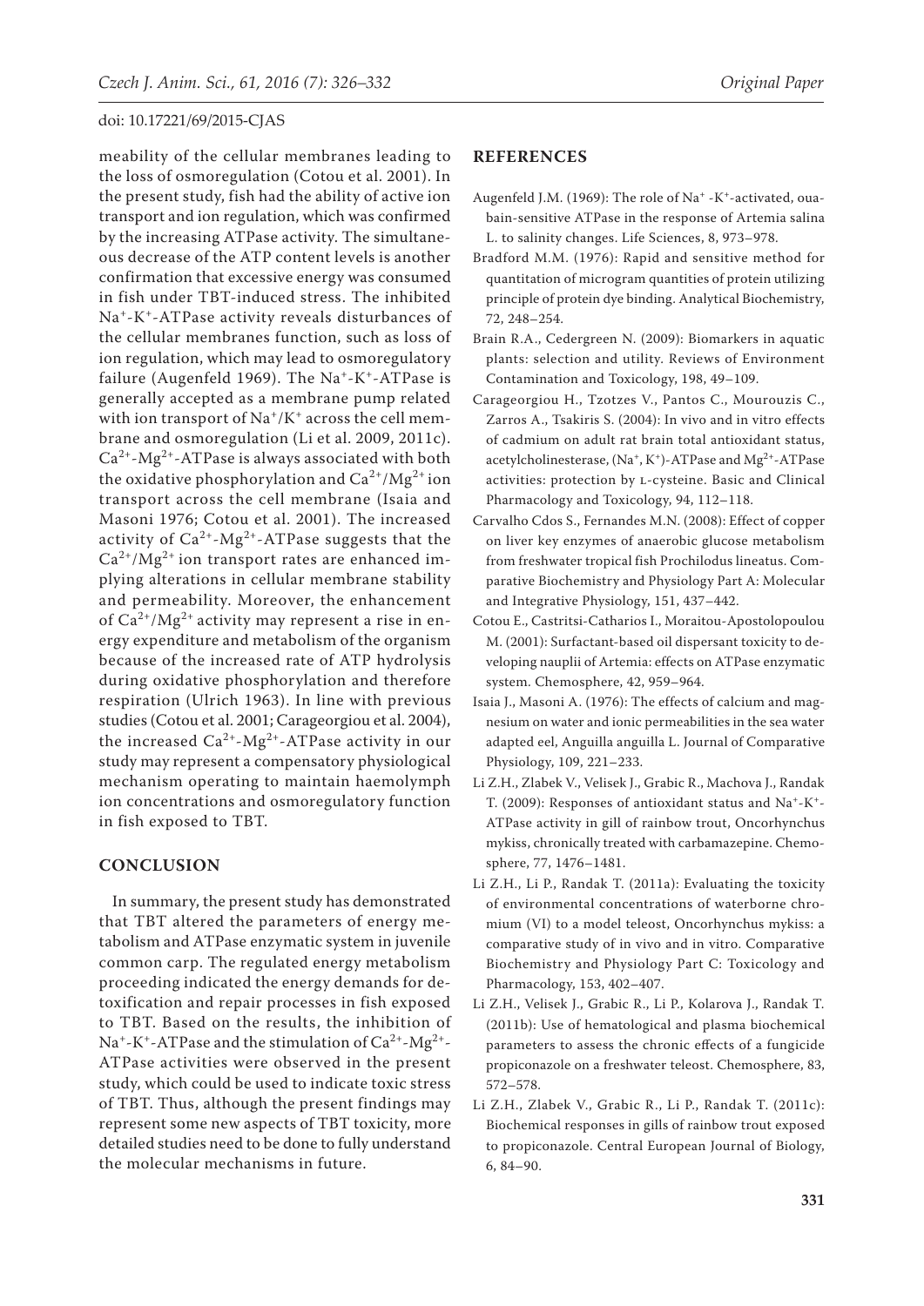meability of the cellular membranes leading to the loss of osmoregulation (Cotou et al. 2001). In the present study, fish had the ability of active ion transport and ion regulation, which was confirmed by the increasing ATPase activity. The simultaneous decrease of the ATP content levels is another confirmation that excessive energy was consumed in fish under TBT-induced stress. The inhibited $Na^+$-$K^+$-ATPase activity reveals disturbances of the cellular membranes function, such as loss of ion regulation, which may lead to osmoregulatory failure (Augenfeld 1969). The $Na^+$-$K^+$-ATPase is generally accepted as a membrane pump related with ion transport of $Na^+/K^+$ across the cell membrane and osmoregulation (Li et al. 2009, 2011c). $Ca^{2+}$-$Mg^{2+}$-ATPase is always associated with both the oxidative phosphorylation and $Ca^{2+}/Mg^{2+}$ ion transport across the cell membrane (Isaia and Masoni 1976; Cotou et al. 2001). The increased activity of $Ca^{2+}$-$Mg^{2+}$-ATPase suggests that the $Ca^{2+}/Mg^{2+}$ ion transport rates are enhanced implying alterations in cellular membrane stability and permeability. Moreover, the enhancement of $Ca^{2+}/Mg^{2+}$ activity may represent a rise in energy expenditure and metabolism of the organism because of the increased rate of ATP hydrolysis during oxidative phosphorylation and therefore respiration (Ulrich 1963). In line with previous studies (Cotou et al. 2001; Carageorgiou et al. 2004), the increased $Ca^{2+}$-$Mg^{2+}$-ATPase activity in our study may represent a compensatory physiological mechanism operating to maintain haemolymph ion concentrations and osmoregulatory function in fish exposed to TBT.

## CONCLUSION

In summary, the present study has demonstrated that TBT altered the parameters of energy metabolism and ATPase enzymatic system in juvenile common carp. The regulated energy metabolism proceeding indicated the energy demands for detoxification and repair processes in fish exposed to TBT. Based on the results, the inhibition of $Na^+$-$K^+$-ATPase and the stimulation of $Ca^{2+}$-$Mg^{2+}$-ATPase activities were observed in the present study, which could be used to indicate toxic stress of TBT. Thus, although the present findings may represent some new aspects of TBT toxicity, more detailed studies need to be done to fully understand the molecular mechanisms in future.

## REFERENCES

Augenfeld J.M. (1969): The role of $Na^+$ -$K^+$-activated, ouabain-sensitive ATPase in the response of Artemia salina L. to salinity changes. Life Sciences, 8, 973–978.

Bradford M.M. (1976): Rapid and sensitive method for quantitation of microgram quantities of protein utilizing principle of protein dye binding. Analytical Biochemistry, 72, 248–254.

Brain R.A., Cedergreen N. (2009): Biomarkers in aquatic plants: selection and utility. Reviews of Environment Contamination and Toxicology, 198, 49–109.

Carageorgiou H., Tzotzes V., Pantos C., Mourouzis C., Zarros A., Tsakiris S. (2004): In vivo and in vitro effects of cadmium on adult rat brain total antioxidant status, acetylcholinesterase, ($Na^+$, $K^+$)-ATPase and $Mg^{2+}$-ATPase activities: protection by L-cysteine. Basic and Clinical Pharmacology and Toxicology, 94, 112–118.

Carvalho Cdos S., Fernandes M.N. (2008): Effect of copper on liver key enzymes of anaerobic glucose metabolism from freshwater tropical fish Prochilodus lineatus. Comparative Biochemistry and Physiology Part A: Molecular and Integrative Physiology, 151, 437–442.

Cotou E., Castritsi-Catharios I., Moraitou-Apostolopoulou M. (2001): Surfactant-based oil dispersant toxicity to developing nauplii of Artemia: effects on ATPase enzymatic system. Chemosphere, 42, 959–964.

Isaia J., Masoni A. (1976): The effects of calcium and magnesium on water and ionic permeabilities in the sea water adapted eel, Anguilla anguilla L. Journal of Comparative Physiology, 109, 221–233.

Li Z.H., Zlabek V., Velisek J., Grabic R., Machova J., Randak T. (2009): Responses of antioxidant status and $Na^+$-$K^+$-ATPase activity in gill of rainbow trout, Oncorhynchus mykiss, chronically treated with carbamazepine. Chemosphere, 77, 1476–1481.

Li Z.H., Li P., Randak T. (2011a): Evaluating the toxicity of environmental concentrations of waterborne chromium (VI) to a model teleost, Oncorhynchus mykiss: a comparative study of in vivo and in vitro. Comparative Biochemistry and Physiology Part C: Toxicology and Pharmacology, 153, 402–407.

Li Z.H., Velisek J., Grabic R., Li P., Kolarova J., Randak T. (2011b): Use of hematological and plasma biochemical parameters to assess the chronic effects of a fungicide propiconazole on a freshwater teleost. Chemosphere, 83, 572–578.

Li Z.H., Zlabek V., Grabic R., Li P., Randak T. (2011c): Biochemical responses in gills of rainbow trout exposed to propiconazole. Central European Journal of Biology, 6, 84–90.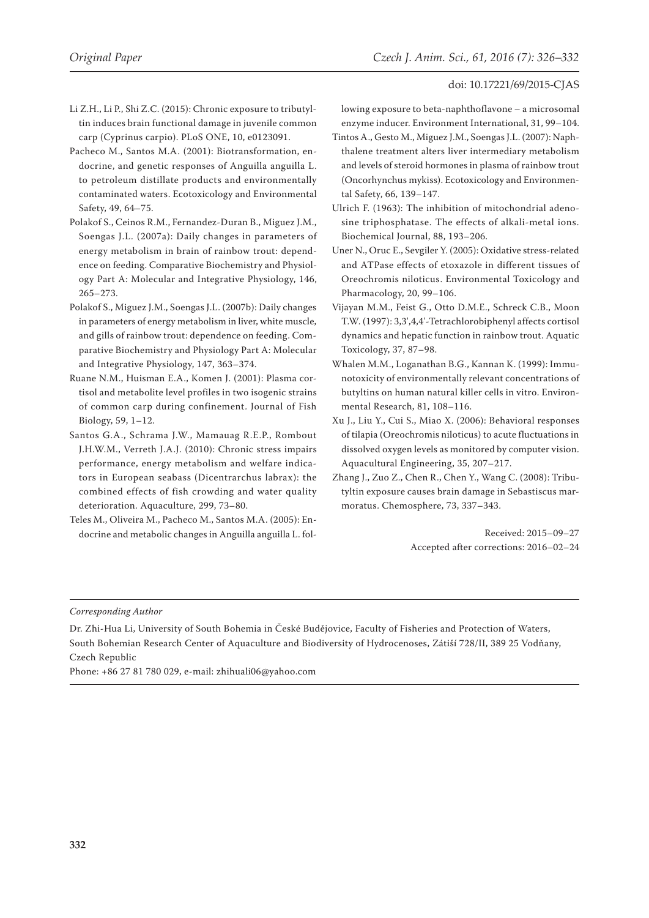Li Z.H., Li P., Shi Z.C. (2015): Chronic exposure to tributyltin induces brain functional damage in juvenile common carp (Cyprinus carpio). PLoS ONE, 10, e0123091.

Pacheco M., Santos M.A. (2001): Biotransformation, endocrine, and genetic responses of Anguilla anguilla L. to petroleum distillate products and environmentally contaminated waters. Ecotoxicology and Environmental Safety, 49, 64–75.

Polakof S., Ceinos R.M., Fernandez-Duran B., Miguez J.M., Soengas J.L. (2007a): Daily changes in parameters of energy metabolism in brain of rainbow trout: dependence on feeding. Comparative Biochemistry and Physiology Part A: Molecular and Integrative Physiology, 146, 265–273.

Polakof S., Miguez J.M., Soengas J.L. (2007b): Daily changes in parameters of energy metabolism in liver, white muscle, and gills of rainbow trout: dependence on feeding. Comparative Biochemistry and Physiology Part A: Molecular and Integrative Physiology, 147, 363–374.

Ruane N.M., Huisman E.A., Komen J. (2001): Plasma cortisol and metabolite level profiles in two isogenic strains of common carp during confinement. Journal of Fish Biology, 59, 1–12.

Santos G.A., Schrama J.W., Mamauag R.E.P., Rombout J.H.W.M., Verreth J.A.J. (2010): Chronic stress impairs performance, energy metabolism and welfare indicators in European seabass (Dicentrarchus labrax): the combined effects of fish crowding and water quality deterioration. Aquaculture, 299, 73–80.

Teles M., Oliveira M., Pacheco M., Santos M.A. (2005): Endocrine and metabolic changes in Anguilla anguilla L. following exposure to beta-naphthoflavone – a microsomal enzyme inducer. Environment International, 31, 99–104.

Tintos A., Gesto M., Miguez J.M., Soengas J.L. (2007): Naphthalene treatment alters liver intermediary metabolism and levels of steroid hormones in plasma of rainbow trout (Oncorhynchus mykiss). Ecotoxicology and Environmental Safety, 66, 139–147.

Ulrich F. (1963): The inhibition of mitochondrial adenosine triphosphatase. The effects of alkali-metal ions. Biochemical Journal, 88, 193–206.

Uner N., Oruc E., Sevgiler Y. (2005): Oxidative stress-related and ATPase effects of etoxazole in different tissues of Oreochromis niloticus. Environmental Toxicology and Pharmacology, 20, 99–106.

Vijayan M.M., Feist G., Otto D.M.E., Schreck C.B., Moon T.W. (1997): 3,3',4,4'-Tetrachlorobiphenyl affects cortisol dynamics and hepatic function in rainbow trout. Aquatic Toxicology, 37, 87–98.

Whalen M.M., Loganathan B.G., Kannan K. (1999): Immunotoxicity of environmentally relevant concentrations of butyltins on human natural killer cells in vitro. Environmental Research, 81, 108–116.

Xu J., Liu Y., Cui S., Miao X. (2006): Behavioral responses of tilapia (Oreochromis niloticus) to acute fluctuations in dissolved oxygen levels as monitored by computer vision. Aquacultural Engineering, 35, 207–217.

Zhang J., Zuo Z., Chen R., Chen Y., Wang C. (2008): Tributyltin exposure causes brain damage in Sebastiscus marmoratus. Chemosphere, 73, 337–343.

Received: 2015–09–27

Accepted after corrections: 2016–02–24

*Corresponding Author*

Dr. Zhi-Hua Li, University of South Bohemia in České Budějovice, Faculty of Fisheries and Protection of Waters, South Bohemian Research Center of Aquaculture and Biodiversity of Hydrocenoses, Zátiší 728/II, 389 25 Vodňany, Czech Republic

Phone: +86 27 81 780 029, e-mail: zhihuali06@yahoo.com